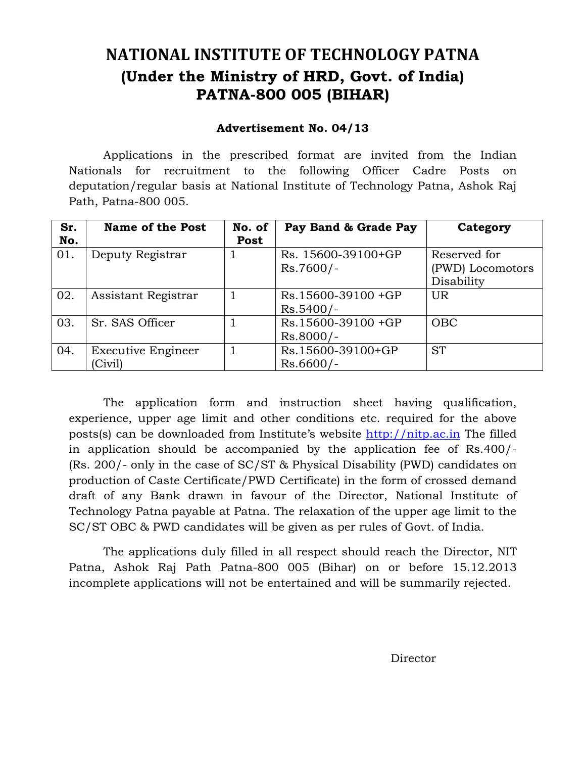# NATIONAL INSTITUTE OF TECHNOLOGY PATNA
## (Under the Ministry of HRD, Govt. of India)
## PATNA-800 005 (BIHAR)

**Advertisement No. 04/13**

Applications in the prescribed format are invited from the Indian Nationals for recruitment to the following Officer Cadre Posts on deputation/regular basis at National Institute of Technology Patna, Ashok Raj Path, Patna-800 005.

| Sr. No. | Name of the Post | No. of Post | Pay Band & Grade Pay | Category |
|---|---|---|---|---|
| 01. | Deputy Registrar | 1 | Rs. 15600-39100+GP Rs.7600/- | Reserved for (PWD) Locomotors Disability |
| 02. | Assistant Registrar | 1 | Rs.15600-39100 +GP Rs.5400/- | UR |
| 03. | Sr. SAS Officer | 1 | Rs.15600-39100 +GP Rs.8000/- | OBC |
| 04. | Executive Engineer (Civil) | 1 | Rs.15600-39100+GP Rs.6600/- | ST |

The application form and instruction sheet having qualification, experience, upper age limit and other conditions etc. required for the above posts(s) can be downloaded from Institute's website http://nitp.ac.in The filled in application should be accompanied by the application fee of Rs.400/- (Rs. 200/- only in the case of SC/ST & Physical Disability (PWD) candidates on production of Caste Certificate/PWD Certificate) in the form of crossed demand draft of any Bank drawn in favour of the Director, National Institute of Technology Patna payable at Patna. The relaxation of the upper age limit to the SC/ST OBC & PWD candidates will be given as per rules of Govt. of India.

The applications duly filled in all respect should reach the Director, NIT Patna, Ashok Raj Path Patna-800 005 (Bihar) on or before 15.12.2013 incomplete applications will not be entertained and will be summarily rejected.

Director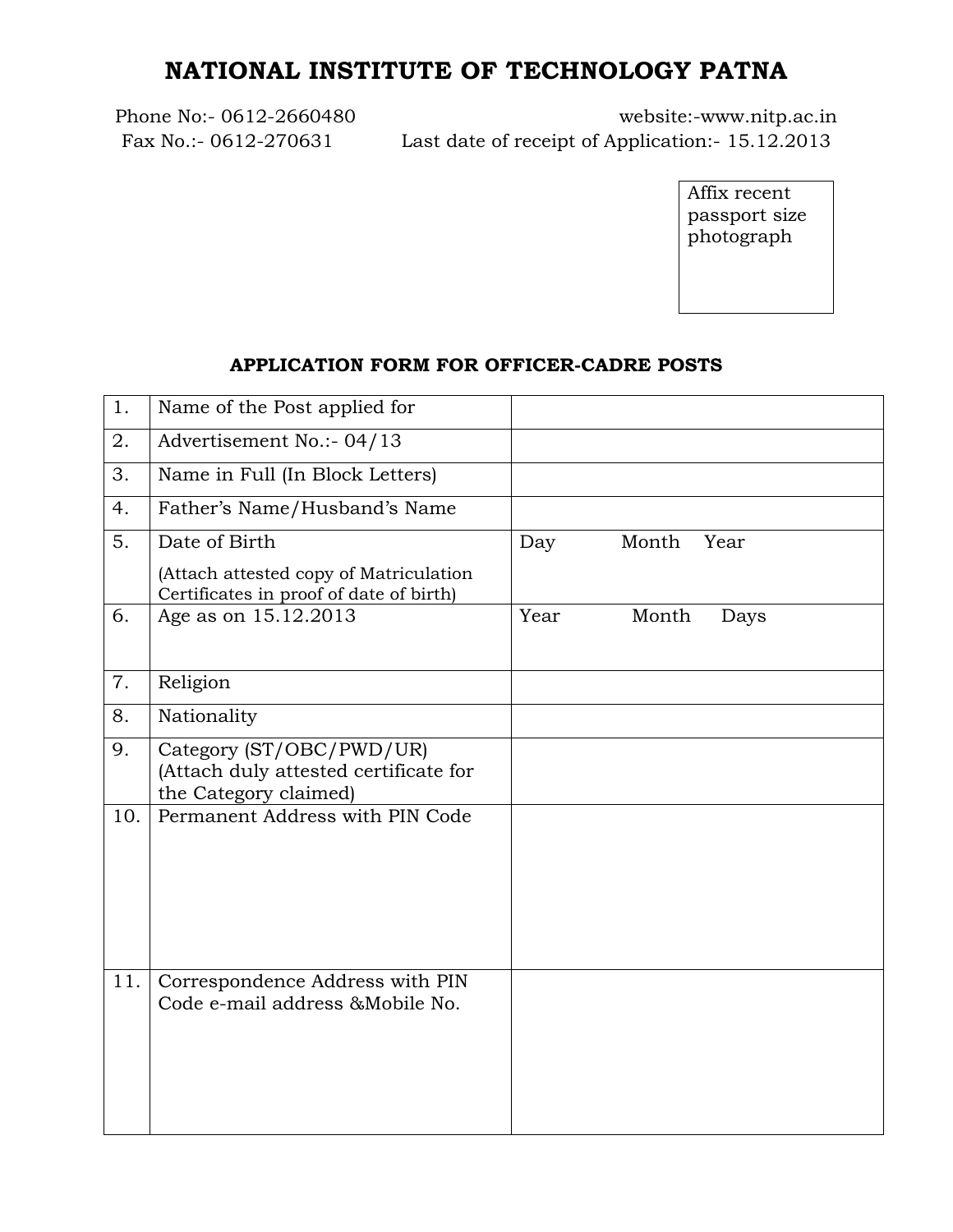# NATIONAL INSTITUTE OF TECHNOLOGY PATNA

Phone No:- 0612-2660480 website:-www.nitp.ac.in

Fax No.:- 0612-270631 Last date of receipt of Application:- 15.12.2013

Affix recent passport size photograph

### APPLICATION FORM FOR OFFICER-CADRE POSTS

| 1. | Name of the Post applied for | |
|---|---|---|
| 2. | Advertisement No.:- 04/13 | |
| 3. | Name in Full (In Block Letters) | |
| 4. | Father's Name/Husband's Name | |
| 5. | Date of Birth<br>(Attach attested copy of Matriculation Certificates in proof of date of birth) | Day Month Year |
| 6. | Age as on 15.12.2013 | Year Month Days |
| 7. | Religion | |
| 8. | Nationality | |
| 9. | Category (ST/OBC/PWD/UR) (Attach duly attested certificate for the Category claimed) | |
| 10. | Permanent Address with PIN Code | |
| 11. | Correspondence Address with PIN Code e-mail address &Mobile No. | |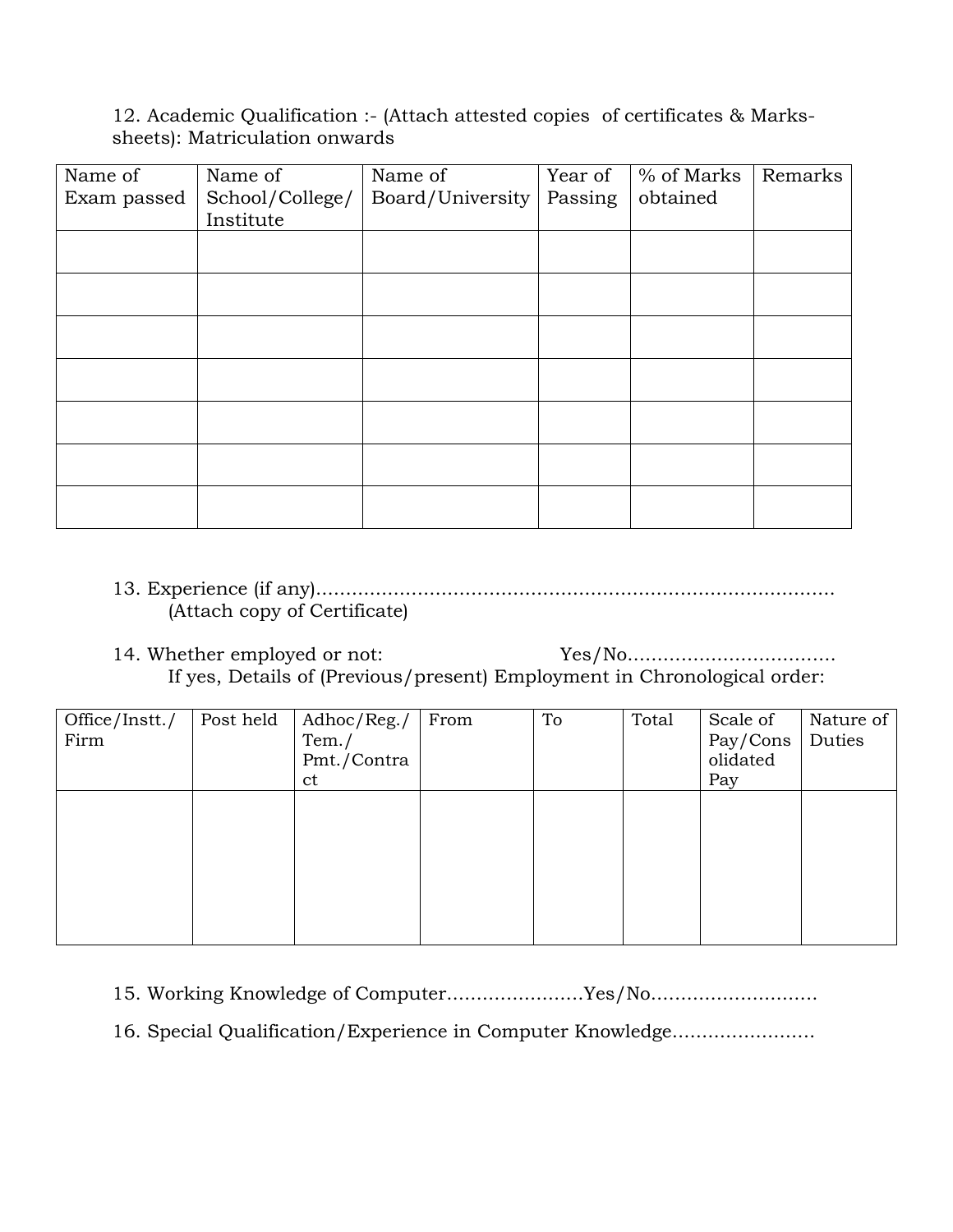12. Academic Qualification :- (Attach attested copies of certificates & Marks-sheets): Matriculation onwards

| Name of Exam passed | Name of School/College/ Institute | Name of Board/University | Year of Passing | % of Marks obtained | Remarks |
|---|---|---|---|---|---|
| | | | | | |
| | | | | | |
| | | | | | |
| | | | | | |
| | | | | | |
| | | | | | |
| | | | | | |

13. Experience (if any)…………………………………………………………………………
(Attach copy of Certificate)

14. Whether employed or not: Yes/No…………………………….
If yes, Details of (Previous/present) Employment in Chronological order:

| Office/Instt./ Firm | Post held | Adhoc/Reg./ Tem./ Pmt./Contract | From | To | Total | Scale of Pay/Consolidated Pay | Nature of Duties |
|---|---|---|---|---|---|---|---|
| | | | | | | | |

15. Working Knowledge of Computer…………………Yes/No……………………….

16. Special Qualification/Experience in Computer Knowledge……………………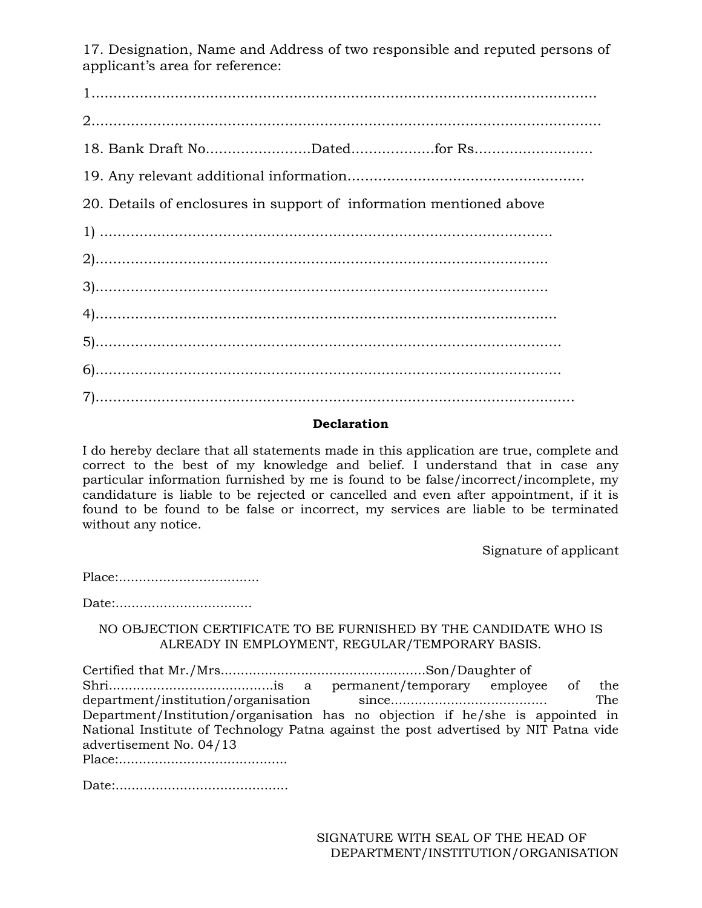17. Designation, Name and Address of two responsible and reputed persons of applicant's area for reference:

1.............................................................................................................

2.............................................................................................................

18. Bank Draft No........................Dated...................for Rs...........................

19. Any relevant additional information......................................................

20. Details of enclosures in support of information mentioned above

1) .........................................................................................................

2)..........................................................................................................

3)..........................................................................................................

4)..........................................................................................................

5)..........................................................................................................

6)..........................................................................................................

7)..........................................................................................................

**Declaration**

I do hereby declare that all statements made in this application are true, complete and correct to the best of my knowledge and belief. I understand that in case any particular information furnished by me is found to be false/incorrect/incomplete, my candidature is liable to be rejected or cancelled and even after appointment, if it is found to be found to be false or incorrect, my services are liable to be terminated without any notice.

Signature of applicant

Place:..................................

Date:.................................

NO OBJECTION CERTIFICATE TO BE FURNISHED BY THE CANDIDATE WHO IS ALREADY IN EMPLOYMENT, REGULAR/TEMPORARY BASIS.

Certified that Mr./Mrs..................................................Son/Daughter of Shri.........................................is a permanent/temporary employee of the department/institution/organisation since...................................... The Department/Institution/organisation has no objection if he/she is appointed in National Institute of Technology Patna against the post advertised by NIT Patna vide advertisement No. 04/13

Place:.........................................

Date:..........................................

SIGNATURE WITH SEAL OF THE HEAD OF DEPARTMENT/INSTITUTION/ORGANISATION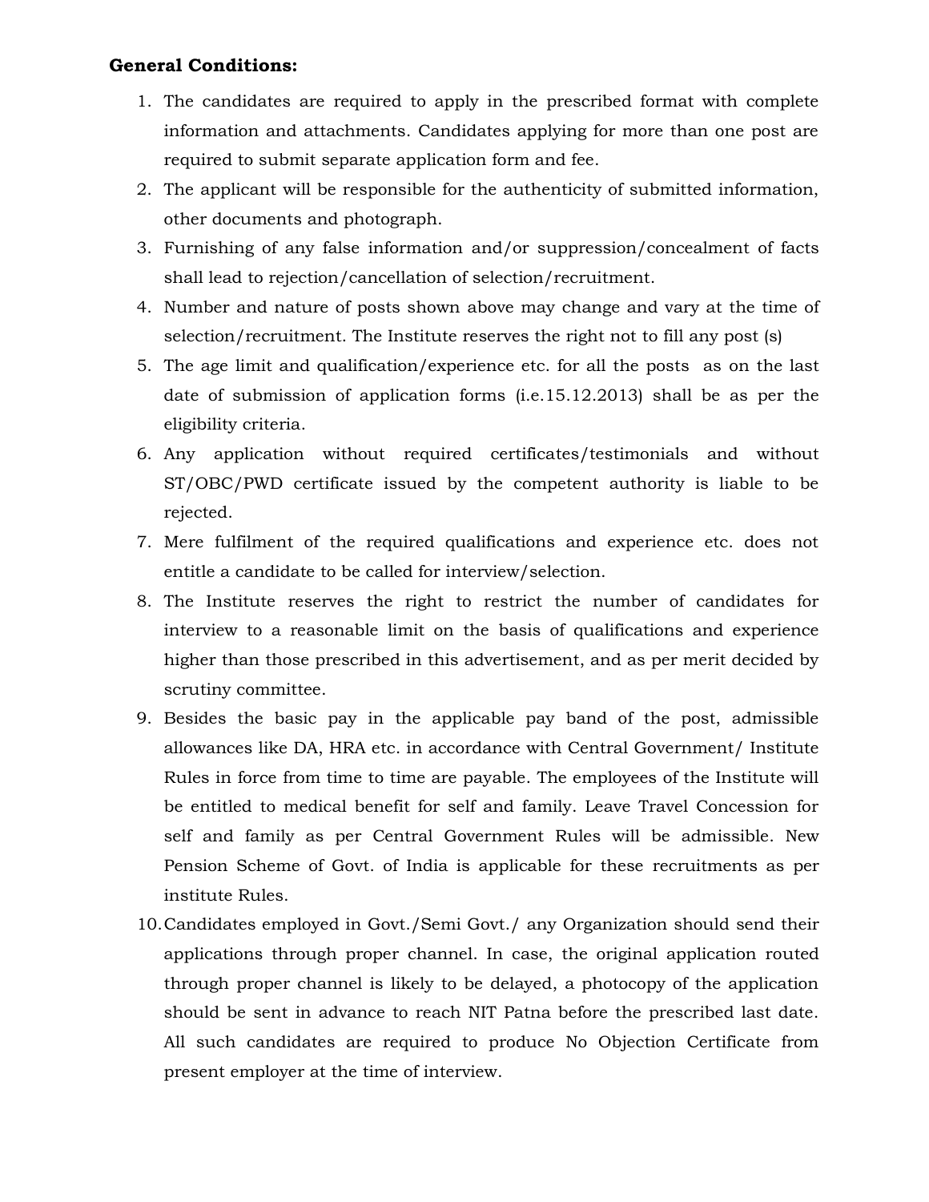**General Conditions:**

1. The candidates are required to apply in the prescribed format with complete information and attachments. Candidates applying for more than one post are required to submit separate application form and fee.
2. The applicant will be responsible for the authenticity of submitted information, other documents and photograph.
3. Furnishing of any false information and/or suppression/concealment of facts shall lead to rejection/cancellation of selection/recruitment.
4. Number and nature of posts shown above may change and vary at the time of selection/recruitment. The Institute reserves the right not to fill any post (s)
5. The age limit and qualification/experience etc. for all the posts as on the last date of submission of application forms (i.e.15.12.2013) shall be as per the eligibility criteria.
6. Any application without required certificates/testimonials and without ST/OBC/PWD certificate issued by the competent authority is liable to be rejected.
7. Mere fulfilment of the required qualifications and experience etc. does not entitle a candidate to be called for interview/selection.
8. The Institute reserves the right to restrict the number of candidates for interview to a reasonable limit on the basis of qualifications and experience higher than those prescribed in this advertisement, and as per merit decided by scrutiny committee.
9. Besides the basic pay in the applicable pay band of the post, admissible allowances like DA, HRA etc. in accordance with Central Government/ Institute Rules in force from time to time are payable. The employees of the Institute will be entitled to medical benefit for self and family. Leave Travel Concession for self and family as per Central Government Rules will be admissible. New Pension Scheme of Govt. of India is applicable for these recruitments as per institute Rules.
10. Candidates employed in Govt./Semi Govt./ any Organization should send their applications through proper channel. In case, the original application routed through proper channel is likely to be delayed, a photocopy of the application should be sent in advance to reach NIT Patna before the prescribed last date. All such candidates are required to produce No Objection Certificate from present employer at the time of interview.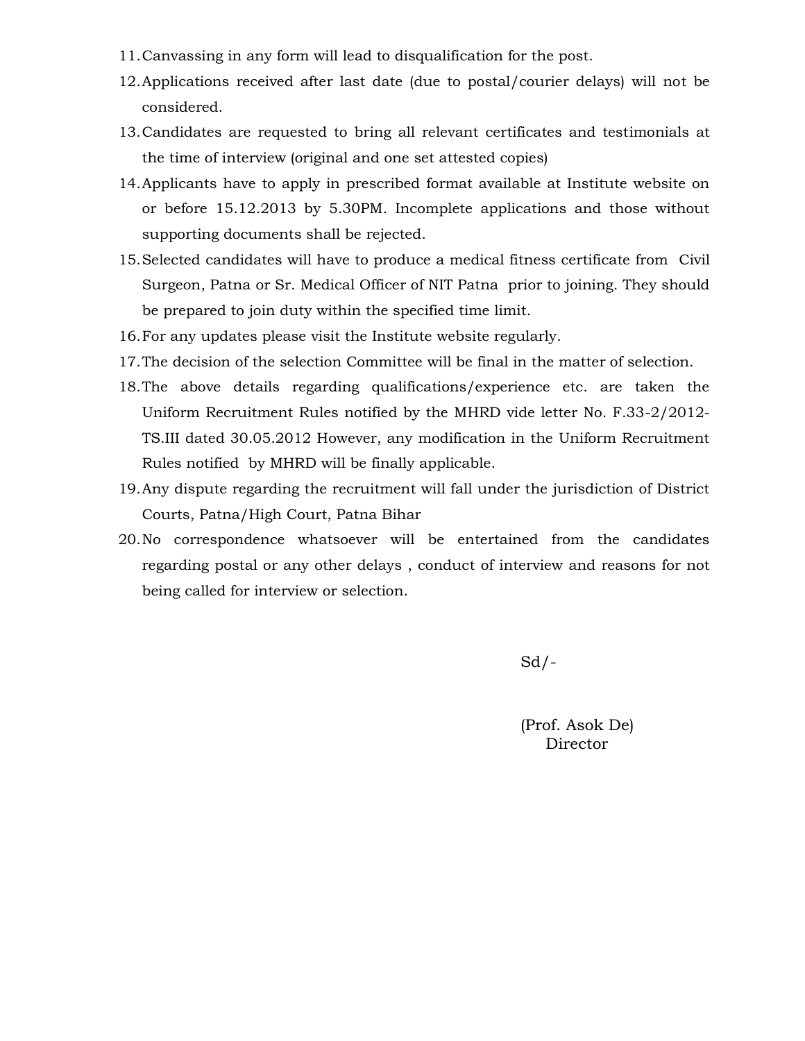11. Canvassing in any form will lead to disqualification for the post.
12. Applications received after last date (due to postal/courier delays) will not be considered.
13. Candidates are requested to bring all relevant certificates and testimonials at the time of interview (original and one set attested copies)
14. Applicants have to apply in prescribed format available at Institute website on or before 15.12.2013 by 5.30PM. Incomplete applications and those without supporting documents shall be rejected.
15. Selected candidates will have to produce a medical fitness certificate from Civil Surgeon, Patna or Sr. Medical Officer of NIT Patna prior to joining. They should be prepared to join duty within the specified time limit.
16. For any updates please visit the Institute website regularly.
17. The decision of the selection Committee will be final in the matter of selection.
18. The above details regarding qualifications/experience etc. are taken the Uniform Recruitment Rules notified by the MHRD vide letter No. F.33-2/2012-TS.III dated 30.05.2012 However, any modification in the Uniform Recruitment Rules notified by MHRD will be finally applicable.
19. Any dispute regarding the recruitment will fall under the jurisdiction of District Courts, Patna/High Court, Patna Bihar
20. No correspondence whatsoever will be entertained from the candidates regarding postal or any other delays , conduct of interview and reasons for not being called for interview or selection.

Sd/-

(Prof. Asok De)
Director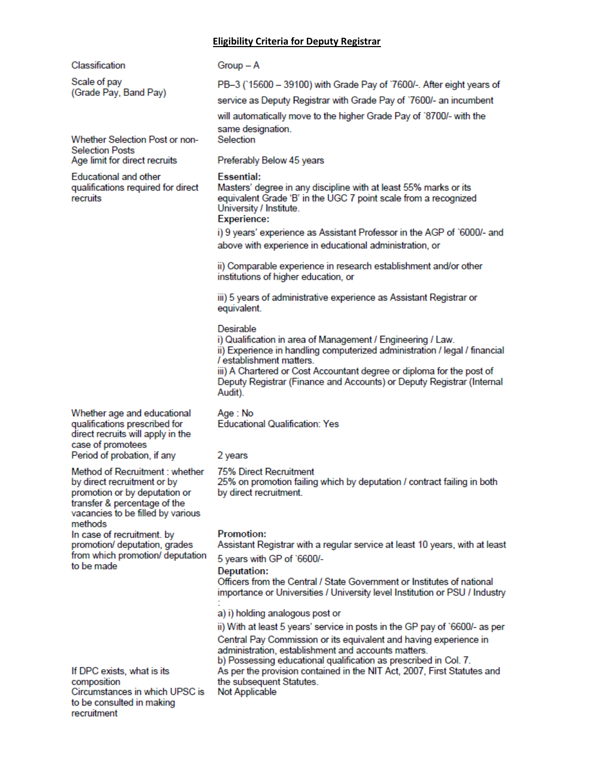# Eligibility Criteria for Deputy Registrar

| | |
|---|---|
| Classification | Group – A |
| Scale of pay (Grade Pay, Band Pay) | PB–3 (`15600 – 39100) with Grade Pay of `7600/-. After eight years of service as Deputy Registrar with Grade Pay of `7600/- an incumbent will automatically move to the higher Grade Pay of `8700/- with the same designation. |
| Whether Selection Post or non-Selection Posts | Selection |
| Age limit for direct recruits | Preferably Below 45 years |
| Educational and other qualifications required for direct recruits | **Essential:**<br>Masters' degree in any discipline with at least 55% marks or its equivalent Grade 'B' in the UGC 7 point scale from a recognized University / Institute.<br>**Experience:**<br>i) 9 years' experience as Assistant Professor in the AGP of `6000/- and above with experience in educational administration, or<br><br>ii) Comparable experience in research establishment and/or other institutions of higher education, or<br><br>iii) 5 years of administrative experience as Assistant Registrar or equivalent.<br><br>Desirable<br>i) Qualification in area of Management / Engineering / Law.<br>ii) Experience in handling computerized administration / legal / financial / establishment matters.<br>iii) A Chartered or Cost Accountant degree or diploma for the post of Deputy Registrar (Finance and Accounts) or Deputy Registrar (Internal Audit). |
| Whether age and educational qualifications prescribed for direct recruits will apply in the case of promotees | Age : No<br>Educational Qualification: Yes |
| Period of probation, if any | 2 years |
| Method of Recruitment : whether by direct recruitment or by promotion or by deputation or transfer & percentage of the vacancies to be filled by various methods | 75% Direct Recruitment<br>25% on promotion failing which by deputation / contract failing in both by direct recruitment. |
| In case of recruitment. by promotion/ deputation, grades from which promotion/ deputation to be made | **Promotion:**<br>Assistant Registrar with a regular service at least 10 years, with at least 5 years with GP of `6600/-<br>**Deputation:**<br>Officers from the Central / State Government or Institutes of national importance or Universities / University level Institution or PSU / Industry :<br>a) i) holding analogous post or<br>ii) With at least 5 years' service in posts in the GP pay of `6600/- as per Central Pay Commission or its equivalent and having experience in administration, establishment and accounts matters.<br>b) Possessing educational qualification as prescribed in Col. 7. |
| If DPC exists, what is its composition | As per the provision contained in the NIT Act, 2007, First Statutes and the subsequent Statutes. |
| Circumstances in which UPSC is to be consulted in making recruitment | Not Applicable |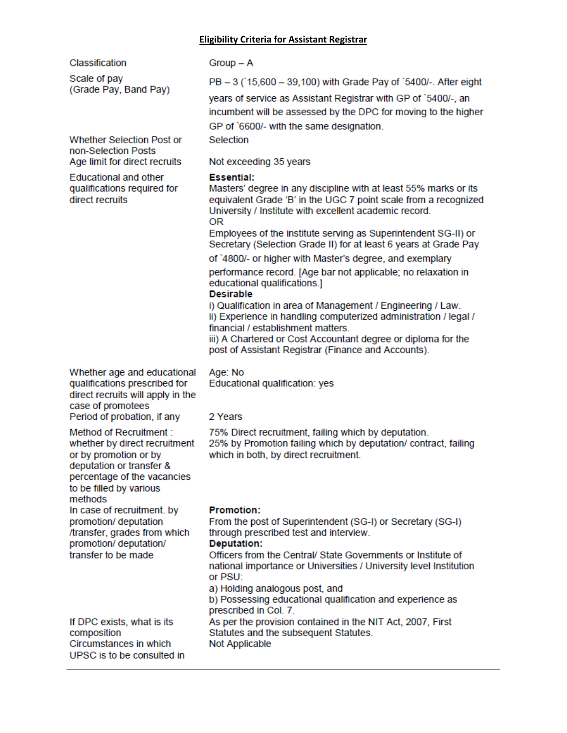## Eligibility Criteria for Assistant Registrar

| | |
|---|---|
| Classification | Group – A |
| Scale of pay (Grade Pay, Band Pay) | PB – 3 (`15,600 – 39,100) with Grade Pay of `5400/-. After eight years of service as Assistant Registrar with GP of `5400/-, an incumbent will be assessed by the DPC for moving to the higher GP of `6600/- with the same designation. |
| Whether Selection Post or non-Selection Posts | Selection |
| Age limit for direct recruits | Not exceeding 35 years |
| Educational and other qualifications required for direct recruits | **Essential:**<br>Masters' degree in any discipline with at least 55% marks or its equivalent Grade 'B' in the UGC 7 point scale from a recognized University / Institute with excellent academic record.<br>OR<br>Employees of the institute serving as Superintendent SG-II) or Secretary (Selection Grade II) for at least 6 years at Grade Pay of `4800/- or higher with Master's degree, and exemplary performance record. [Age bar not applicable; no relaxation in educational qualifications.]<br>**Desirable**<br>i) Qualification in area of Management / Engineering / Law.<br>ii) Experience in handling computerized administration / legal / financial / establishment matters.<br>iii) A Chartered or Cost Accountant degree or diploma for the post of Assistant Registrar (Finance and Accounts). |
| Whether age and educational qualifications prescribed for direct recruits will apply in the case of promotees | Age: No<br>Educational qualification: yes |
| Period of probation, if any | 2 Years |
| Method of Recruitment : whether by direct recruitment or by promotion or by deputation or transfer & percentage of the vacancies to be filled by various methods | 75% Direct recruitment, failing which by deputation.<br>25% by Promotion failing which by deputation/ contract, failing which in both, by direct recruitment. |
| In case of recruitment. by promotion/ deputation /transfer, grades from which promotion/ deputation/ transfer to be made | **Promotion:**<br>From the post of Superintendent (SG-I) or Secretary (SG-I) through prescribed test and interview.<br>**Deputation:**<br>Officers from the Central/ State Governments or Institute of national importance or Universities / University level Institution or PSU:<br>a) Holding analogous post, and<br>b) Possessing educational qualification and experience as prescribed in Col. 7. |
| If DPC exists, what is its composition | As per the provision contained in the NIT Act, 2007, First Statutes and the subsequent Statutes. |
| Circumstances in which UPSC is to be consulted in | Not Applicable |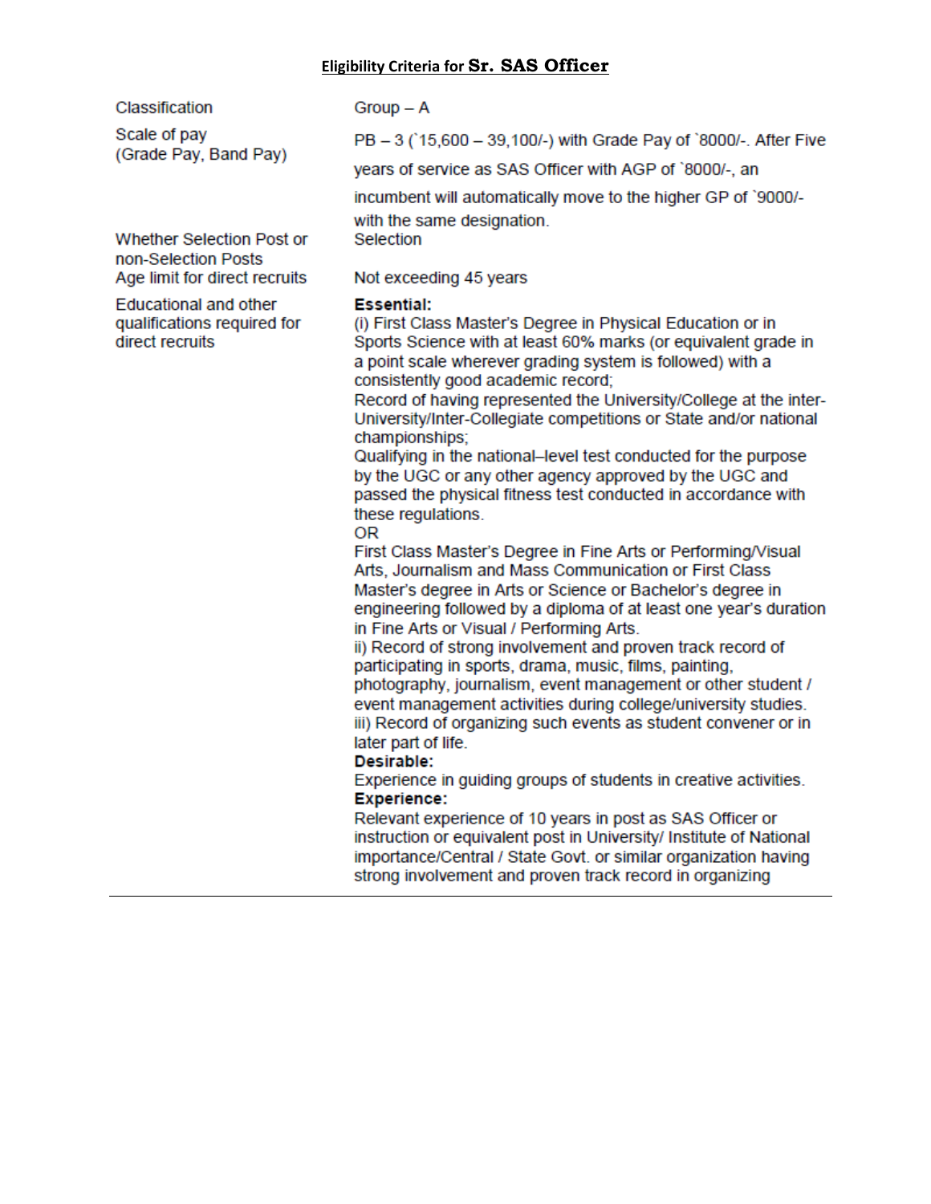## Eligibility Criteria for Sr. SAS Officer

| | |
|---|---|
| Classification | Group – A |
| Scale of pay (Grade Pay, Band Pay) | PB – 3 (`15,600 – 39,100/-) with Grade Pay of `8000/-. After Five years of service as SAS Officer with AGP of `8000/-, an incumbent will automatically move to the higher GP of `9000/- with the same designation. |
| Whether Selection Post or non-Selection Posts | Selection |
| Age limit for direct recruits | Not exceeding 45 years |
| Educational and other qualifications required for direct recruits | **Essential:**<br>(i) First Class Master's Degree in Physical Education or in Sports Science with at least 60% marks (or equivalent grade in a point scale wherever grading system is followed) with a consistently good academic record;<br>Record of having represented the University/College at the inter-University/Inter-Collegiate competitions or State and/or national championships;<br>Qualifying in the national–level test conducted for the purpose by the UGC or any other agency approved by the UGC and passed the physical fitness test conducted in accordance with these regulations.<br>OR<br>First Class Master's Degree in Fine Arts or Performing/Visual Arts, Journalism and Mass Communication or First Class Master's degree in Arts or Science or Bachelor's degree in engineering followed by a diploma of at least one year's duration in Fine Arts or Visual / Performing Arts.<br>ii) Record of strong involvement and proven track record of participating in sports, drama, music, films, painting, photography, journalism, event management or other student / event management activities during college/university studies.<br>iii) Record of organizing such events as student convener or in later part of life.<br>**Desirable:**<br>Experience in guiding groups of students in creative activities.<br>**Experience:**<br>Relevant experience of 10 years in post as SAS Officer or instruction or equivalent post in University/ Institute of National importance/Central / State Govt. or similar organization having strong involvement and proven track record in organizing |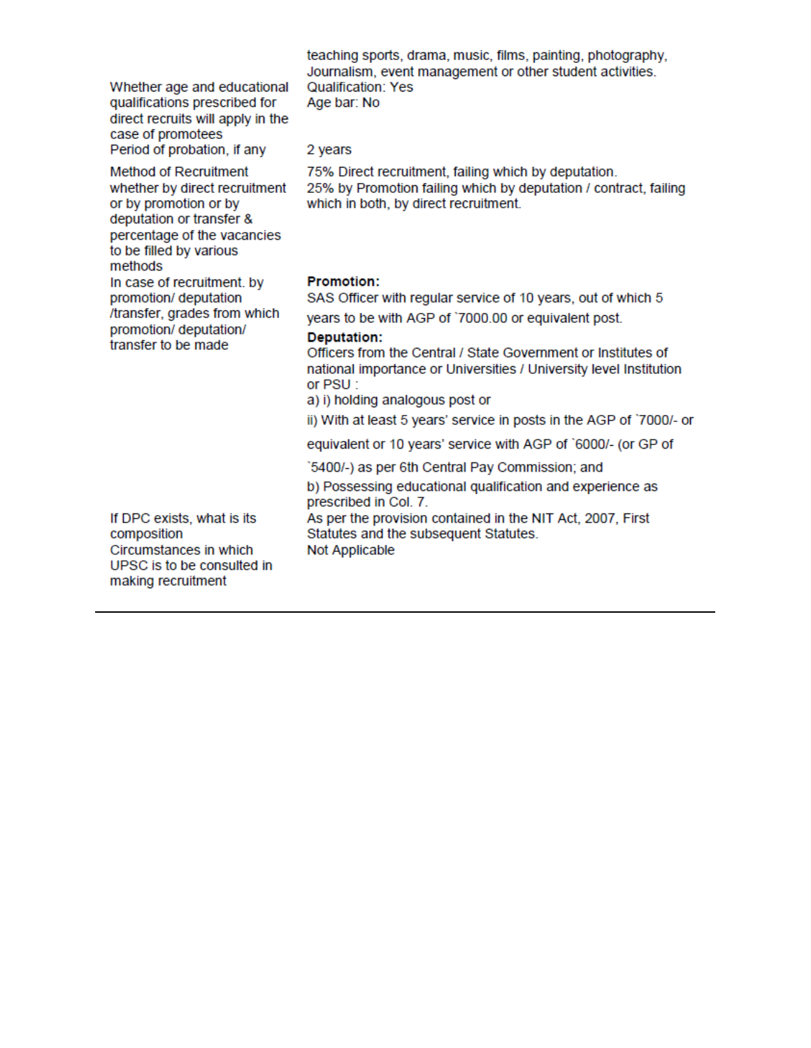| | |
|---|---|
| | teaching sports, drama, music, films, painting, photography, Journalism, event management or other student activities. |
| Whether age and educational qualifications prescribed for direct recruits will apply in the case of promotees | Qualification: Yes<br>Age bar: No |
| Period of probation, if any | 2 years |
| Method of Recruitment whether by direct recruitment or by promotion or by deputation or transfer & percentage of the vacancies to be filled by various methods | 75% Direct recruitment, failing which by deputation.<br>25% by Promotion failing which by deputation / contract, failing which in both, by direct recruitment. |
| In case of recruitment. by promotion/ deputation /transfer, grades from which promotion/ deputation/ transfer to be made | **Promotion:**<br>SAS Officer with regular service of 10 years, out of which 5 years to be with AGP of `7000.00 or equivalent post.<br>**Deputation:**<br>Officers from the Central / State Government or Institutes of national importance or Universities / University level Institution or PSU :<br>a) i) holding analogous post or<br>ii) With at least 5 years' service in posts in the AGP of `7000/- or equivalent or 10 years' service with AGP of `6000/- (or GP of `5400/-) as per 6th Central Pay Commission; and<br>b) Possessing educational qualification and experience as prescribed in Col. 7. |
| If DPC exists, what is its composition | As per the provision contained in the NIT Act, 2007, First Statutes and the subsequent Statutes. |
| Circumstances in which UPSC is to be consulted in making recruitment | Not Applicable |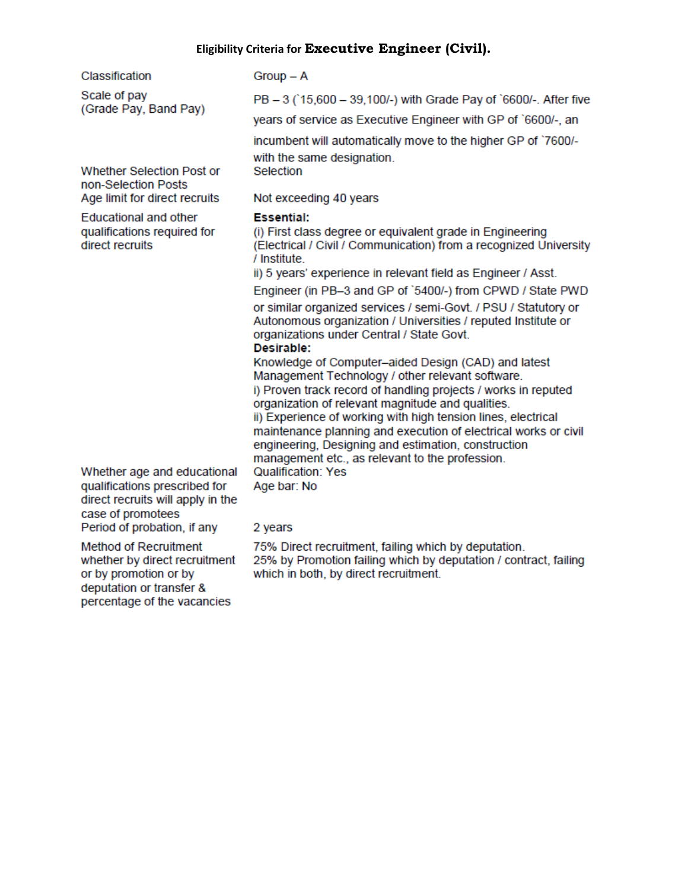## Eligibility Criteria for Executive Engineer (Civil).

| | |
|---|---|
| Classification | Group – A |
| Scale of pay (Grade Pay, Band Pay) | PB – 3 (`15,600 – 39,100/-) with Grade Pay of `6600/-. After five years of service as Executive Engineer with GP of `6600/-, an incumbent will automatically move to the higher GP of `7600/- with the same designation. |
| Whether Selection Post or non-Selection Posts | Selection |
| Age limit for direct recruits | Not exceeding 40 years |
| Educational and other qualifications required for direct recruits | **Essential:**<br>(i) First class degree or equivalent grade in Engineering (Electrical / Civil / Communication) from a recognized University / Institute.<br>ii) 5 years' experience in relevant field as Engineer / Asst. Engineer (in PB–3 and GP of `5400/-) from CPWD / State PWD or similar organized services / semi-Govt. / PSU / Statutory or Autonomous organization / Universities / reputed Institute or organizations under Central / State Govt.<br>**Desirable:**<br>Knowledge of Computer–aided Design (CAD) and latest Management Technology / other relevant software.<br>i) Proven track record of handling projects / works in reputed organization of relevant magnitude and qualities.<br>ii) Experience of working with high tension lines, electrical maintenance planning and execution of electrical works or civil engineering, Designing and estimation, construction management etc., as relevant to the profession. |
| Whether age and educational qualifications prescribed for direct recruits will apply in the case of promotees | Qualification: Yes<br>Age bar: No |
| Period of probation, if any | 2 years |
| Method of Recruitment whether by direct recruitment or by promotion or by deputation or transfer & percentage of the vacancies | 75% Direct recruitment, failing which by deputation.<br>25% by Promotion failing which by deputation / contract, failing which in both, by direct recruitment. |